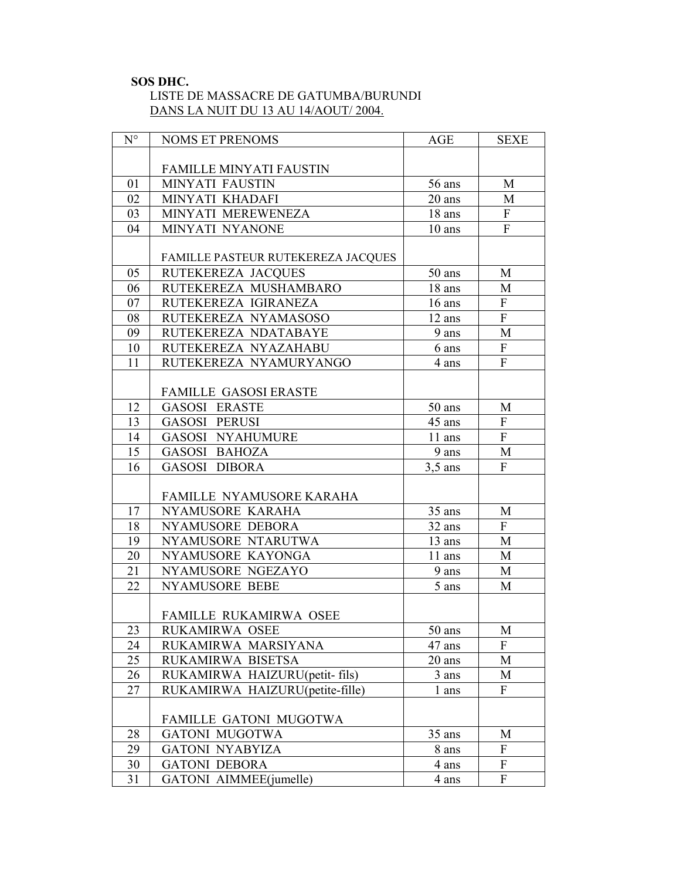**SOS DHC.**

LISTE DE MASSACRE DE GATUMBA/BURUNDI

DANS LA NUIT DU 13 AU 14/AOUT/ 2004.

| N° | NOMS ET PRENOMS | AGE | SEXE |
|---|---|---|---|
| | FAMILLE MINYATI FAUSTIN | | |
| 01 | MINYATI FAUSTIN | 56 ans | M |
| 02 | MINYATI KHADAFI | 20 ans | M |
| 03 | MINYATI MEREWENEZA | 18 ans | F |
| 04 | MINYATI NYANONE | 10 ans | F |
| | FAMILLE PASTEUR RUTEKEREZA JACQUES | | |
| 05 | RUTEKEREZA JACQUES | 50 ans | M |
| 06 | RUTEKEREZA MUSHAMBARO | 18 ans | M |
| 07 | RUTEKEREZA IGIRANEZA | 16 ans | F |
| 08 | RUTEKEREZA NYAMASOSO | 12 ans | F |
| 09 | RUTEKEREZA NDATABAYE | 9 ans | M |
| 10 | RUTEKEREZA NYAZAHABU | 6 ans | F |
| 11 | RUTEKEREZA NYAMURYANGO | 4 ans | F |
| | FAMILLE GASOSI ERASTE | | |
| 12 | GASOSI ERASTE | 50 ans | M |
| 13 | GASOSI PERUSI | 45 ans | F |
| 14 | GASOSI NYAHUMURE | 11 ans | F |
| 15 | GASOSI BAHOZA | 9 ans | M |
| 16 | GASOSI DIBORA | 3,5 ans | F |
| | FAMILLE NYAMUSORE KARAHA | | |
| 17 | NYAMUSORE KARAHA | 35 ans | M |
| 18 | NYAMUSORE DEBORA | 32 ans | F |
| 19 | NYAMUSORE NTARUTWA | 13 ans | M |
| 20 | NYAMUSORE KAYONGA | 11 ans | M |
| 21 | NYAMUSORE NGEZAYO | 9 ans | M |
| 22 | NYAMUSORE BEBE | 5 ans | M |
| | FAMILLE RUKAMIRWA OSEE | | |
| 23 | RUKAMIRWA OSEE | 50 ans | M |
| 24 | RUKAMIRWA MARSIYANA | 47 ans | F |
| 25 | RUKAMIRWA BISETSA | 20 ans | M |
| 26 | RUKAMIRWA HAIZURU(petit- fils) | 3 ans | M |
| 27 | RUKAMIRWA HAIZURU(petite-fille) | 1 ans | F |
| | FAMILLE GATONI MUGOTWA | | |
| 28 | GATONI MUGOTWA | 35 ans | M |
| 29 | GATONI NYABYIZA | 8 ans | F |
| 30 | GATONI DEBORA | 4 ans | F |
| 31 | GATONI AIMMEE(jumelle) | 4 ans | F |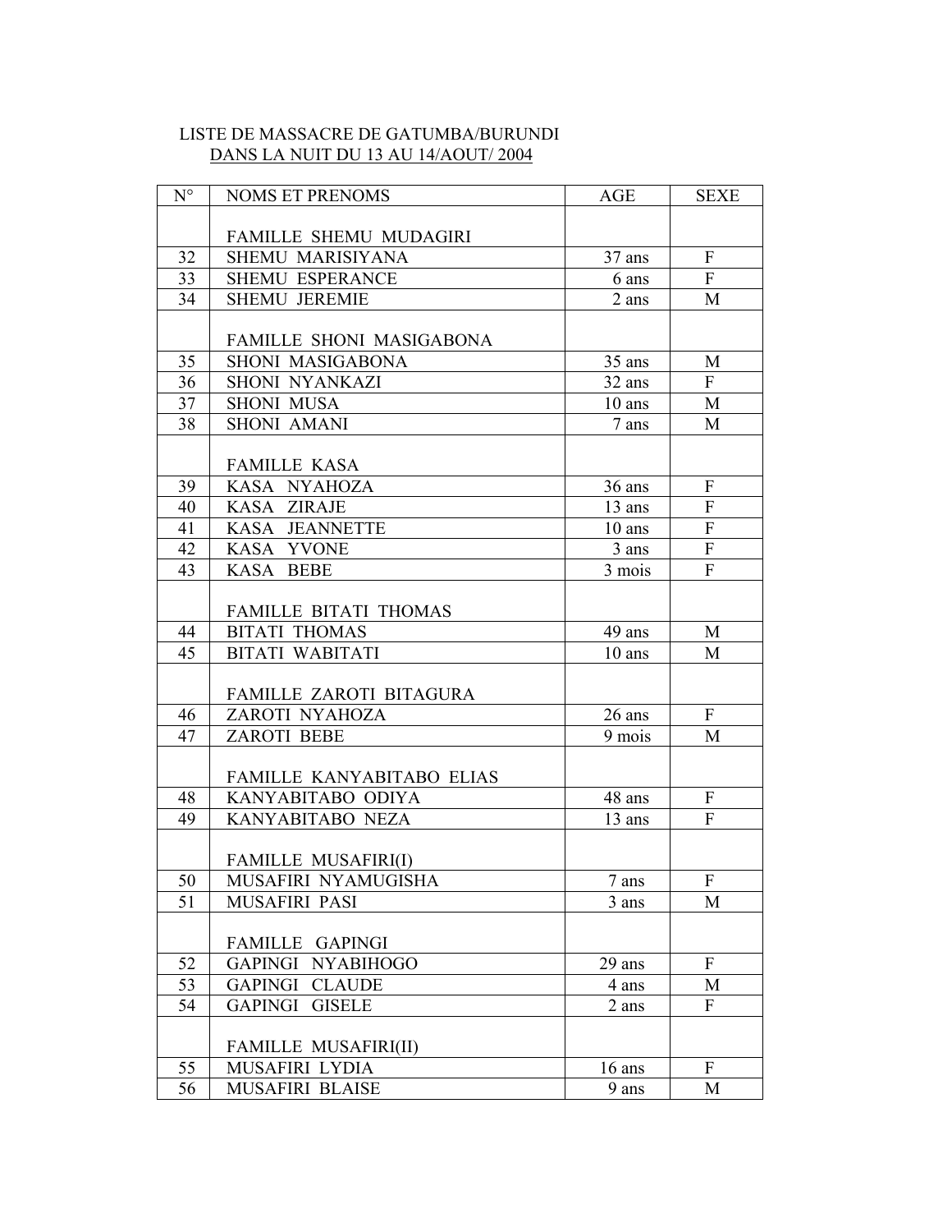LISTE DE MASSACRE DE GATUMBA/BURUNDI
DANS LA NUIT DU 13 AU 14/AOUT/ 2004

| N° | NOMS ET PRENOMS | AGE | SEXE |
|---|---|---|---|
| | FAMILLE SHEMU MUDAGIRI | | |
| 32 | SHEMU MARISIYANA | 37 ans | F |
| 33 | SHEMU ESPERANCE | 6 ans | F |
| 34 | SHEMU JEREMIE | 2 ans | M |
| | FAMILLE SHONI MASIGABONA | | |
| 35 | SHONI MASIGABONA | 35 ans | M |
| 36 | SHONI NYANKAZI | 32 ans | F |
| 37 | SHONI MUSA | 10 ans | M |
| 38 | SHONI AMANI | 7 ans | M |
| | FAMILLE KASA | | |
| 39 | KASA NYAHOZA | 36 ans | F |
| 40 | KASA ZIRAJE | 13 ans | F |
| 41 | KASA JEANNETTE | 10 ans | F |
| 42 | KASA YVONE | 3 ans | F |
| 43 | KASA BEBE | 3 mois | F |
| | FAMILLE BITATI THOMAS | | |
| 44 | BITATI THOMAS | 49 ans | M |
| 45 | BITATI WABITATI | 10 ans | M |
| | FAMILLE ZAROTI BITAGURA | | |
| 46 | ZAROTI NYAHOZA | 26 ans | F |
| 47 | ZAROTI BEBE | 9 mois | M |
| | FAMILLE KANYABITABO ELIAS | | |
| 48 | KANYABITABO ODIYA | 48 ans | F |
| 49 | KANYABITABO NEZA | 13 ans | F |
| | FAMILLE MUSAFIRI(I) | | |
| 50 | MUSAFIRI NYAMUGISHA | 7 ans | F |
| 51 | MUSAFIRI PASI | 3 ans | M |
| | FAMILLE GAPINGI | | |
| 52 | GAPINGI NYABIHOGO | 29 ans | F |
| 53 | GAPINGI CLAUDE | 4 ans | M |
| 54 | GAPINGI GISELE | 2 ans | F |
| | FAMILLE MUSAFIRI(II) | | |
| 55 | MUSAFIRI LYDIA | 16 ans | F |
| 56 | MUSAFIRI BLAISE | 9 ans | M |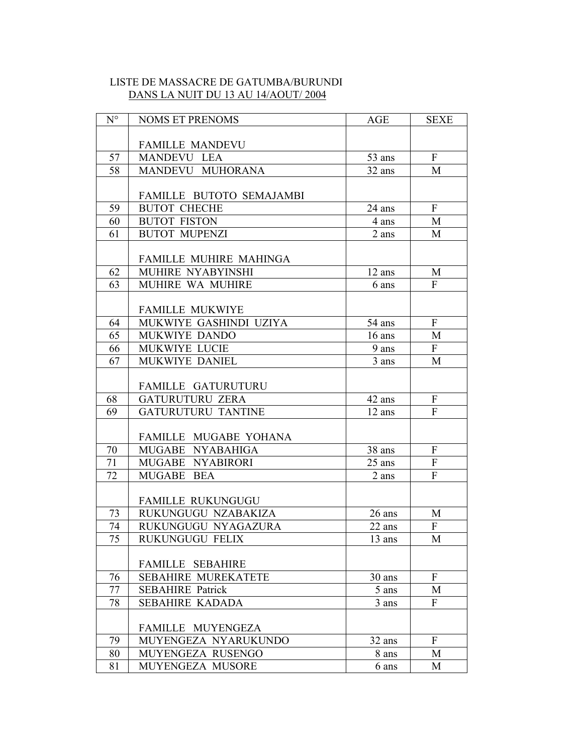LISTE DE MASSACRE DE GATUMBA/BURUNDI
DANS LA NUIT DU 13 AU 14/AOUT/ 2004

| N° | NOMS ET PRENOMS | AGE | SEXE |
|---|---|---|---|
| | FAMILLE MANDEVU | | |
| 57 | MANDEVU LEA | 53 ans | F |
| 58 | MANDEVU MUHORANA | 32 ans | M |
| | FAMILLE BUTOTO SEMAJAMBI | | |
| 59 | BUTOT CHECHE | 24 ans | F |
| 60 | BUTOT FISTON | 4 ans | M |
| 61 | BUTOT MUPENZI | 2 ans | M |
| | FAMILLE MUHIRE MAHINGA | | |
| 62 | MUHIRE NYABYINSHI | 12 ans | M |
| 63 | MUHIRE WA MUHIRE | 6 ans | F |
| | FAMILLE MUKWIYE | | |
| 64 | MUKWIYE GASHINDI UZIYA | 54 ans | F |
| 65 | MUKWIYE DANDO | 16 ans | M |
| 66 | MUKWIYE LUCIE | 9 ans | F |
| 67 | MUKWIYE DANIEL | 3 ans | M |
| | FAMILLE GATURUTURU | | |
| 68 | GATURUTURU ZERA | 42 ans | F |
| 69 | GATURUTURU TANTINE | 12 ans | F |
| | FAMILLE MUGABE YOHANA | | |
| 70 | MUGABE NYABAHIGA | 38 ans | F |
| 71 | MUGABE NYABIRORI | 25 ans | F |
| 72 | MUGABE BEA | 2 ans | F |
| | FAMILLE RUKUNGUGU | | |
| 73 | RUKUNGUGU NZABAKIZA | 26 ans | M |
| 74 | RUKUNGUGU NYAGAZURA | 22 ans | F |
| 75 | RUKUNGUGU FELIX | 13 ans | M |
| | FAMILLE SEBAHIRE | | |
| 76 | SEBAHIRE MUREKATETE | 30 ans | F |
| 77 | SEBAHIRE Patrick | 5 ans | M |
| 78 | SEBAHIRE KADADA | 3 ans | F |
| | FAMILLE MUYENGEZA | | |
| 79 | MUYENGEZA NYARUKUNDO | 32 ans | F |
| 80 | MUYENGEZA RUSENGO | 8 ans | M |
| 81 | MUYENGEZA MUSORE | 6 ans | M |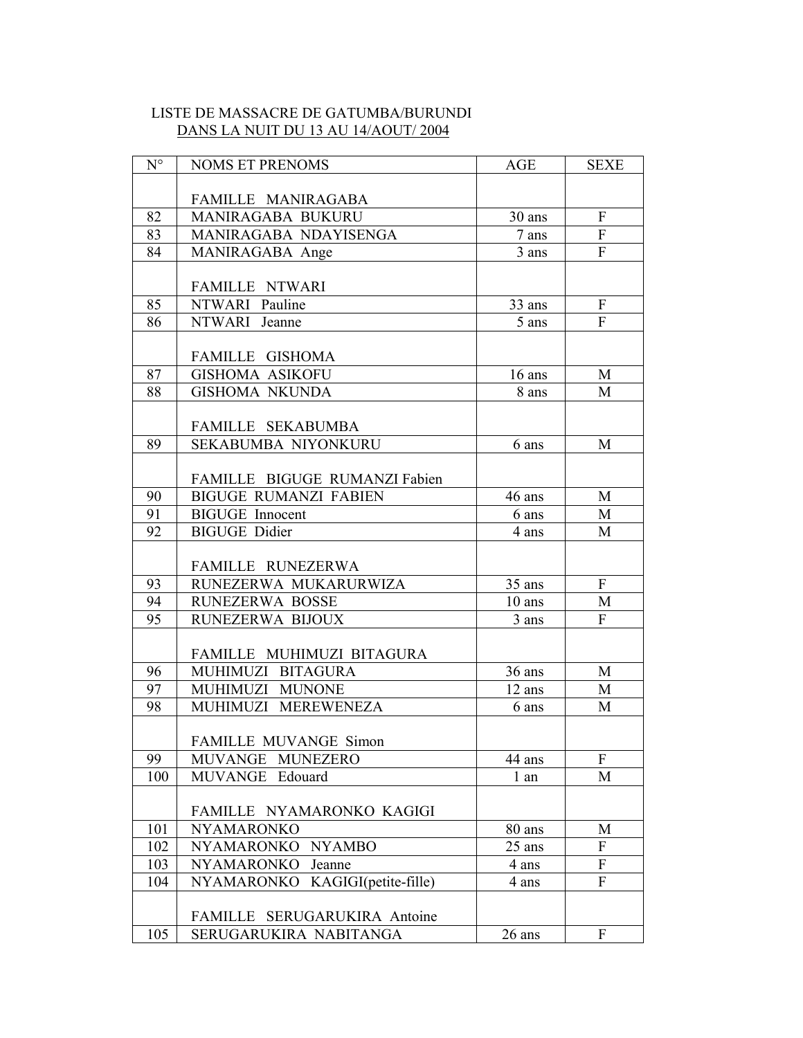LISTE DE MASSACRE DE GATUMBA/BURUNDI

DANS LA NUIT DU 13 AU 14/AOUT/ 2004

| N° | NOMS ET PRENOMS | AGE | SEXE |
|---|---|---|---|
| | FAMILLE MANIRAGABA | | |
| 82 | MANIRAGABA BUKURU | 30 ans | F |
| 83 | MANIRAGABA NDAYISENGA | 7 ans | F |
| 84 | MANIRAGABA Ange | 3 ans | F |
| | FAMILLE NTWARI | | |
| 85 | NTWARI Pauline | 33 ans | F |
| 86 | NTWARI Jeanne | 5 ans | F |
| | FAMILLE GISHOMA | | |
| 87 | GISHOMA ASIKOFU | 16 ans | M |
| 88 | GISHOMA NKUNDA | 8 ans | M |
| | FAMILLE SEKABUMBA | | |
| 89 | SEKABUMBA NIYONKURU | 6 ans | M |
| | FAMILLE BIGUGE RUMANZI Fabien | | |
| 90 | BIGUGE RUMANZI FABIEN | 46 ans | M |
| 91 | BIGUGE Innocent | 6 ans | M |
| 92 | BIGUGE Didier | 4 ans | M |
| | FAMILLE RUNEZERWA | | |
| 93 | RUNEZERWA MUKARURWIZA | 35 ans | F |
| 94 | RUNEZERWA BOSSE | 10 ans | M |
| 95 | RUNEZERWA BIJOUX | 3 ans | F |
| | FAMILLE MUHIMUZI BITAGURA | | |
| 96 | MUHIMUZI BITAGURA | 36 ans | M |
| 97 | MUHIMUZI MUNONE | 12 ans | M |
| 98 | MUHIMUZI MEREWENEZA | 6 ans | M |
| | FAMILLE MUVANGE Simon | | |
| 99 | MUVANGE MUNEZERO | 44 ans | F |
| 100 | MUVANGE Edouard | 1 an | M |
| | FAMILLE NYAMARONKO KAGIGI | | |
| 101 | NYAMARONKO | 80 ans | M |
| 102 | NYAMARONKO NYAMBO | 25 ans | F |
| 103 | NYAMARONKO Jeanne | 4 ans | F |
| 104 | NYAMARONKO KAGIGI(petite-fille) | 4 ans | F |
| | FAMILLE SERUGARUKIRA Antoine | | |
| 105 | SERUGARUKIRA NABITANGA | 26 ans | F |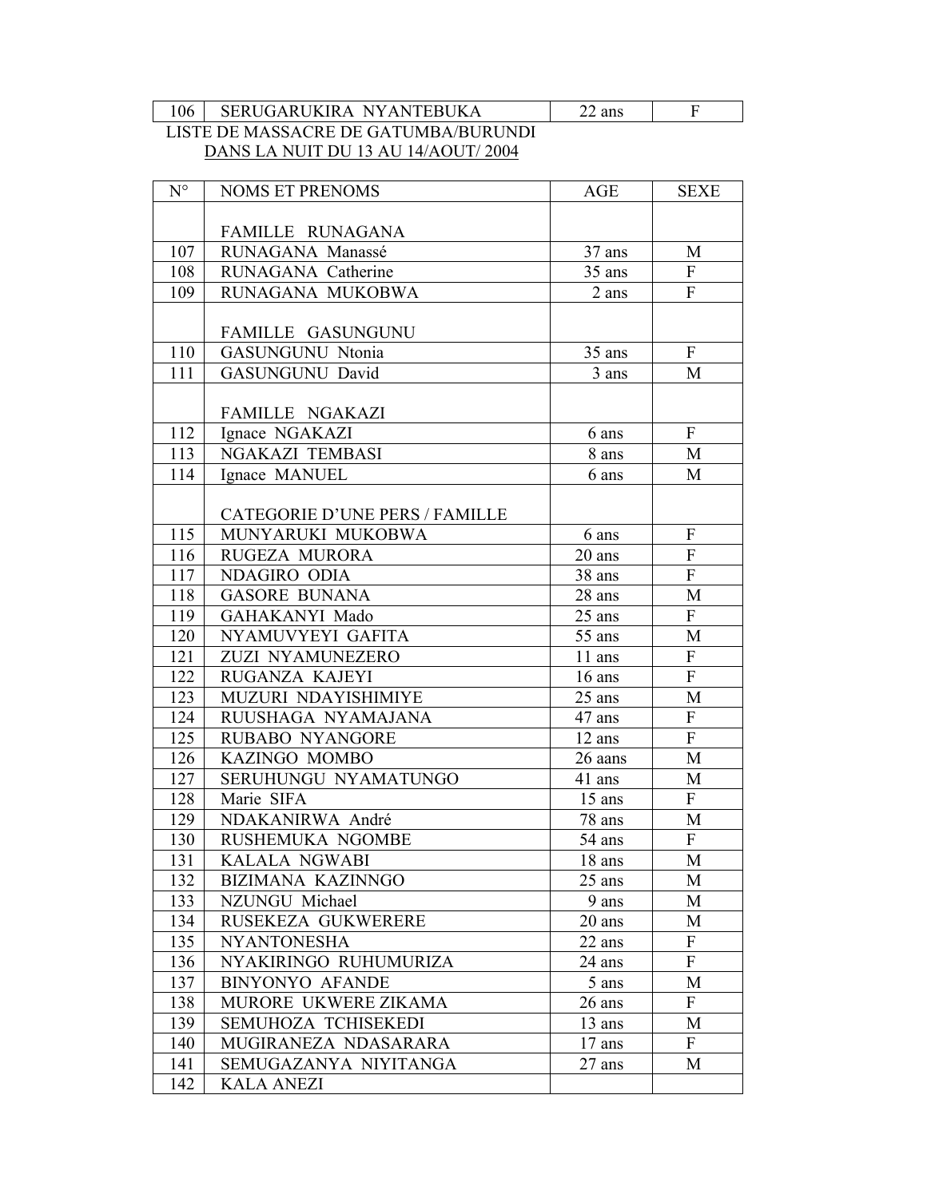| 106 | SERUGARUKIRA NYANTEBUKA | 22 ans | F |
|---|---|---|---|

LISTE DE MASSACRE DE GATUMBA/BURUNDI
DANS LA NUIT DU 13 AU 14/AOUT/ 2004

| N° | NOMS ET PRENOMS | AGE | SEXE |
|---|---|---|---|
| | FAMILLE RUNAGANA | | |
| 107 | RUNAGANA Manassé | 37 ans | M |
| 108 | RUNAGANA Catherine | 35 ans | F |
| 109 | RUNAGANA MUKOBWA | 2 ans | F |
| | FAMILLE GASUNGUNU | | |
| 110 | GASUNGUNU Ntonia | 35 ans | F |
| 111 | GASUNGUNU David | 3 ans | M |
| | FAMILLE NGAKAZI | | |
| 112 | Ignace NGAKAZI | 6 ans | F |
| 113 | NGAKAZI TEMBASI | 8 ans | M |
| 114 | Ignace MANUEL | 6 ans | M |
| | CATEGORIE D'UNE PERS / FAMILLE | | |
| 115 | MUNYARUKI MUKOBWA | 6 ans | F |
| 116 | RUGEZA MURORA | 20 ans | F |
| 117 | NDAGIRO ODIA | 38 ans | F |
| 118 | GASORE BUNANA | 28 ans | M |
| 119 | GAHAKANYI Mado | 25 ans | F |
| 120 | NYAMUVYEYI GAFITA | 55 ans | M |
| 121 | ZUZI NYAMUNEZERO | 11 ans | F |
| 122 | RUGANZA KAJEYI | 16 ans | F |
| 123 | MUZURI NDAYISHIMIYE | 25 ans | M |
| 124 | RUUSHAGA NYAMAJANA | 47 ans | F |
| 125 | RUBABO NYANGORE | 12 ans | F |
| 126 | KAZINGO MOMBO | 26 aans | M |
| 127 | SERUHUNGU NYAMATUNGO | 41 ans | M |
| 128 | Marie SIFA | 15 ans | F |
| 129 | NDAKANIRWA André | 78 ans | M |
| 130 | RUSHEMUKA NGOMBE | 54 ans | F |
| 131 | KALALA NGWABI | 18 ans | M |
| 132 | BIZIMANA KAZINNGO | 25 ans | M |
| 133 | NZUNGU Michael | 9 ans | M |
| 134 | RUSEKEZA GUKWERERE | 20 ans | M |
| 135 | NYANTONESHA | 22 ans | F |
| 136 | NYAKIRINGO RUHUMURIZA | 24 ans | F |
| 137 | BINYONYO AFANDE | 5 ans | M |
| 138 | MURORE UKWERE ZIKAMA | 26 ans | F |
| 139 | SEMUHOZA TCHISEKEDI | 13 ans | M |
| 140 | MUGIRANEZA NDASARARA | 17 ans | F |
| 141 | SEMUGAZANYA NIYITANGA | 27 ans | M |
| 142 | KALA ANEZI | | |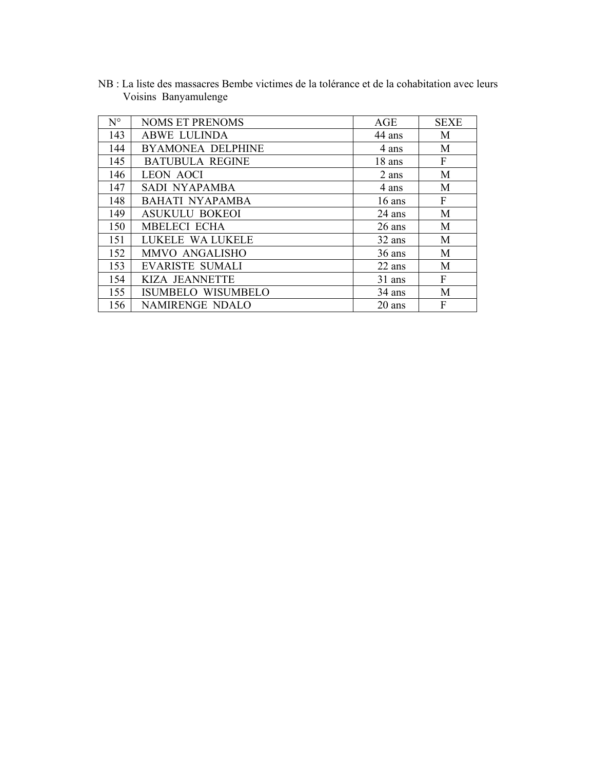NB : La liste des massacres Bembe victimes de la tolérance et de la cohabitation avec leurs Voisins Banyamulenge

| N° | NOMS ET PRENOMS | AGE | SEXE |
|---|---|---|---|
| 143 | ABWE LULINDA | 44 ans | M |
| 144 | BYAMONEA DELPHINE | 4 ans | M |
| 145 | BATUBULA REGINE | 18 ans | F |
| 146 | LEON AOCI | 2 ans | M |
| 147 | SADI NYAPAMBA | 4 ans | M |
| 148 | BAHATI NYAPAMBA | 16 ans | F |
| 149 | ASUKULU BOKEOI | 24 ans | M |
| 150 | MBELECI ECHA | 26 ans | M |
| 151 | LUKELE WA LUKELE | 32 ans | M |
| 152 | MMVO ANGALISHO | 36 ans | M |
| 153 | EVARISTE SUMALI | 22 ans | M |
| 154 | KIZA JEANNETTE | 31 ans | F |
| 155 | ISUMBELO WISUMBELO | 34 ans | M |
| 156 | NAMIRENGE NDALO | 20 ans | F |